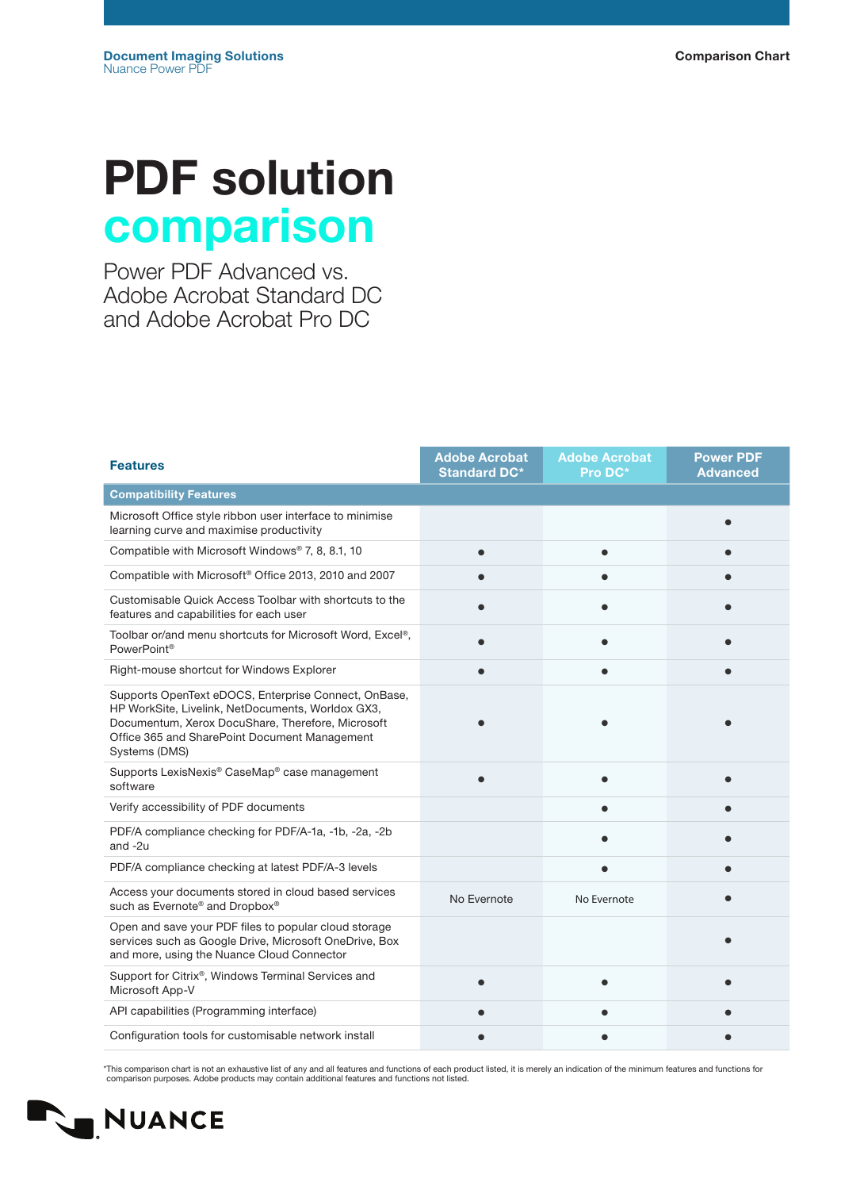Document Imaging Solutions
Nuance Power PDF

Comparison Chart

# PDF solution comparison

## Power PDF Advanced vs. Adobe Acrobat Standard DC and Adobe Acrobat Pro DC

| Features | Adobe Acrobat Standard DC* | Adobe Acrobat Pro DC* | Power PDF Advanced |
|---|---|---|---|
| **Compatibility Features** | | | |
| Microsoft Office style ribbon user interface to minimise learning curve and maximise productivity | | | ● |
| Compatible with Microsoft Windows® 7, 8, 8.1, 10 | ● | ● | ● |
| Compatible with Microsoft® Office 2013, 2010 and 2007 | ● | ● | ● |
| Customisable Quick Access Toolbar with shortcuts to the features and capabilities for each user | ● | ● | ● |
| Toolbar or/and menu shortcuts for Microsoft Word, Excel®, PowerPoint® | ● | ● | ● |
| Right-mouse shortcut for Windows Explorer | ● | ● | ● |
| Supports OpenText eDOCS, Enterprise Connect, OnBase, HP WorkSite, Livelink, NetDocuments, Worldox GX3, Documentum, Xerox DocuShare, Therefore, Microsoft Office 365 and SharePoint Document Management Systems (DMS) | ● | ● | ● |
| Supports LexisNexis® CaseMap® case management software | ● | ● | ● |
| Verify accessibility of PDF documents | | ● | ● |
| PDF/A compliance checking for PDF/A-1a, -1b, -2a, -2b and -2u | | ● | ● |
| PDF/A compliance checking at latest PDF/A-3 levels | | ● | ● |
| Access your documents stored in cloud based services such as Evernote® and Dropbox® | No Evernote | No Evernote | ● |
| Open and save your PDF files to popular cloud storage services such as Google Drive, Microsoft OneDrive, Box and more, using the Nuance Cloud Connector | | | ● |
| Support for Citrix®, Windows Terminal Services and Microsoft App-V | ● | ● | ● |
| API capabilities (Programming interface) | ● | ● | ● |
| Configuration tools for customisable network install | ● | ● | ● |

*This comparison chart is not an exhaustive list of any and all features and functions of each product listed, it is merely an indication of the minimum features and functions for comparison purposes. Adobe products may contain additional features and functions not listed.

NUANCE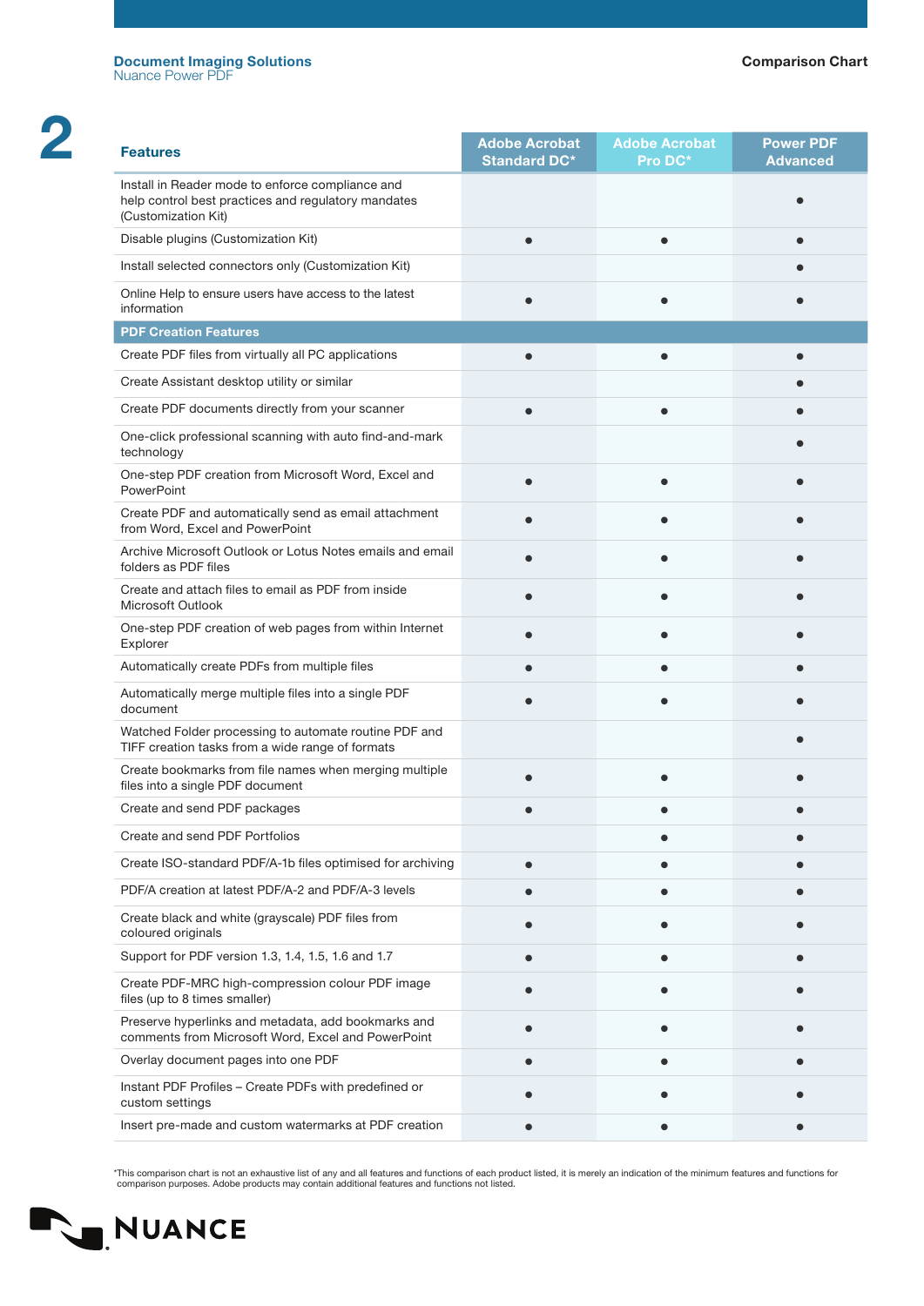| Features | Adobe Acrobat Standard DC* | Adobe Acrobat Pro DC* | Power PDF Advanced |
|---|---|---|---|
| Install in Reader mode to enforce compliance and help control best practices and regulatory mandates (Customization Kit) | | | ● |
| Disable plugins (Customization Kit) | ● | ● | ● |
| Install selected connectors only (Customization Kit) | | | ● |
| Online Help to ensure users have access to the latest information | ● | ● | ● |
| **PDF Creation Features** | | | |
| Create PDF files from virtually all PC applications | ● | ● | ● |
| Create Assistant desktop utility or similar | | | ● |
| Create PDF documents directly from your scanner | ● | ● | ● |
| One-click professional scanning with auto find-and-mark technology | | | ● |
| One-step PDF creation from Microsoft Word, Excel and PowerPoint | ● | ● | ● |
| Create PDF and automatically send as email attachment from Word, Excel and PowerPoint | ● | ● | ● |
| Archive Microsoft Outlook or Lotus Notes emails and email folders as PDF files | ● | ● | ● |
| Create and attach files to email as PDF from inside Microsoft Outlook | ● | ● | ● |
| One-step PDF creation of web pages from within Internet Explorer | ● | ● | ● |
| Automatically create PDFs from multiple files | ● | ● | ● |
| Automatically merge multiple files into a single PDF document | ● | ● | ● |
| Watched Folder processing to automate routine PDF and TIFF creation tasks from a wide range of formats | | | ● |
| Create bookmarks from file names when merging multiple files into a single PDF document | ● | ● | ● |
| Create and send PDF packages | ● | ● | ● |
| Create and send PDF Portfolios | | ● | ● |
| Create ISO-standard PDF/A-1b files optimised for archiving | ● | ● | ● |
| PDF/A creation at latest PDF/A-2 and PDF/A-3 levels | ● | ● | ● |
| Create black and white (grayscale) PDF files from coloured originals | ● | ● | ● |
| Support for PDF version 1.3, 1.4, 1.5, 1.6 and 1.7 | ● | ● | ● |
| Create PDF-MRC high-compression colour PDF image files (up to 8 times smaller) | ● | ● | ● |
| Preserve hyperlinks and metadata, add bookmarks and comments from Microsoft Word, Excel and PowerPoint | ● | ● | ● |
| Overlay document pages into one PDF | ● | ● | ● |
| Instant PDF Profiles – Create PDFs with predefined or custom settings | ● | ● | ● |
| Insert pre-made and custom watermarks at PDF creation | ● | ● | ● |

*This comparison chart is not an exhaustive list of any and all features and functions of each product listed, it is merely an indication of the minimum features and functions for comparison purposes. Adobe products may contain additional features and functions not listed.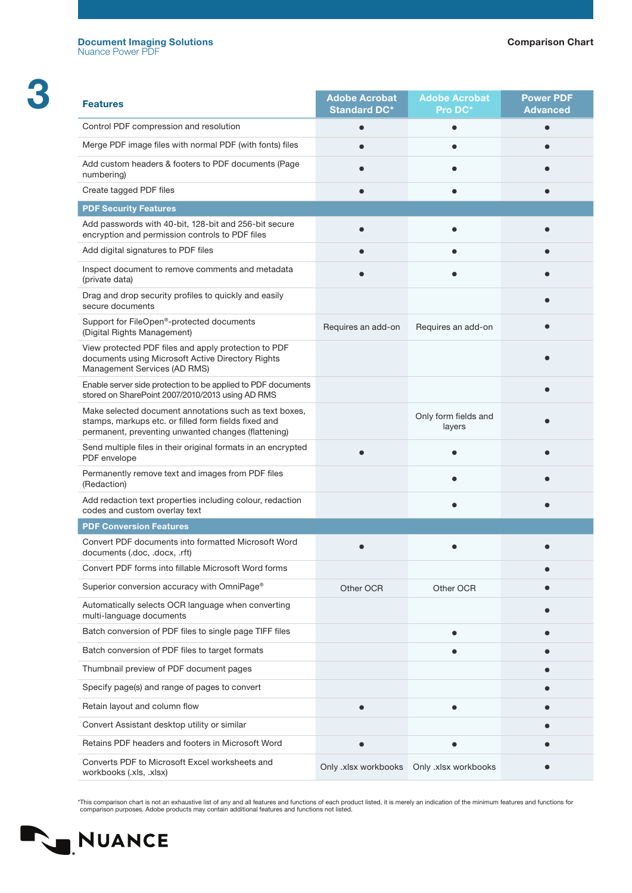| Features | Adobe Acrobat Standard DC* | Adobe Acrobat Pro DC* | Power PDF Advanced |
|---|---|---|---|
| Control PDF compression and resolution | ● | ● | ● |
| Merge PDF image files with normal PDF (with fonts) files | ● | ● | ● |
| Add custom headers & footers to PDF documents (Page numbering) | ● | ● | ● |
| Create tagged PDF files | ● | ● | ● |
| **PDF Security Features** | | | |
| Add passwords with 40-bit, 128-bit and 256-bit secure encryption and permission controls to PDF files | ● | ● | ● |
| Add digital signatures to PDF files | ● | ● | ● |
| Inspect document to remove comments and metadata (private data) | ● | ● | ● |
| Drag and drop security profiles to quickly and easily secure documents | | | ● |
| Support for FileOpen®-protected documents (Digital Rights Management) | Requires an add-on | Requires an add-on | ● |
| View protected PDF files and apply protection to PDF documents using Microsoft Active Directory Rights Management Services (AD RMS) | | | ● |
| Enable server side protection to be applied to PDF documents stored on SharePoint 2007/2010/2013 using AD RMS | | | ● |
| Make selected document annotations such as text boxes, stamps, markups etc. or filled form fields fixed and permanent, preventing unwanted changes (flattening) | | Only form fields and layers | ● |
| Send multiple files in their original formats in an encrypted PDF envelope | ● | ● | ● |
| Permanently remove text and images from PDF files (Redaction) | | ● | ● |
| Add redaction text properties including colour, redaction codes and custom overlay text | | ● | ● |
| **PDF Conversion Features** | | | |
| Convert PDF documents into formatted Microsoft Word documents (.doc, .docx, .rft) | ● | ● | ● |
| Convert PDF forms into fillable Microsoft Word forms | | | ● |
| Superior conversion accuracy with OmniPage® | Other OCR | Other OCR | ● |
| Automatically selects OCR language when converting multi-language documents | | | ● |
| Batch conversion of PDF files to single page TIFF files | | ● | ● |
| Batch conversion of PDF files to target formats | | ● | ● |
| Thumbnail preview of PDF document pages | | | ● |
| Specify page(s) and range of pages to convert | | | ● |
| Retain layout and column flow | ● | ● | ● |
| Convert Assistant desktop utility or similar | | | ● |
| Retains PDF headers and footers in Microsoft Word | ● | ● | ● |
| Converts PDF to Microsoft Excel worksheets and workbooks (.xls, .xlsx) | Only .xlsx workbooks | Only .xlsx workbooks | ● |

*This comparison chart is not an exhaustive list of any and all features and functions of each product listed, it is merely an indication of the minimum features and functions for comparison purposes. Adobe products may contain additional features and functions not listed.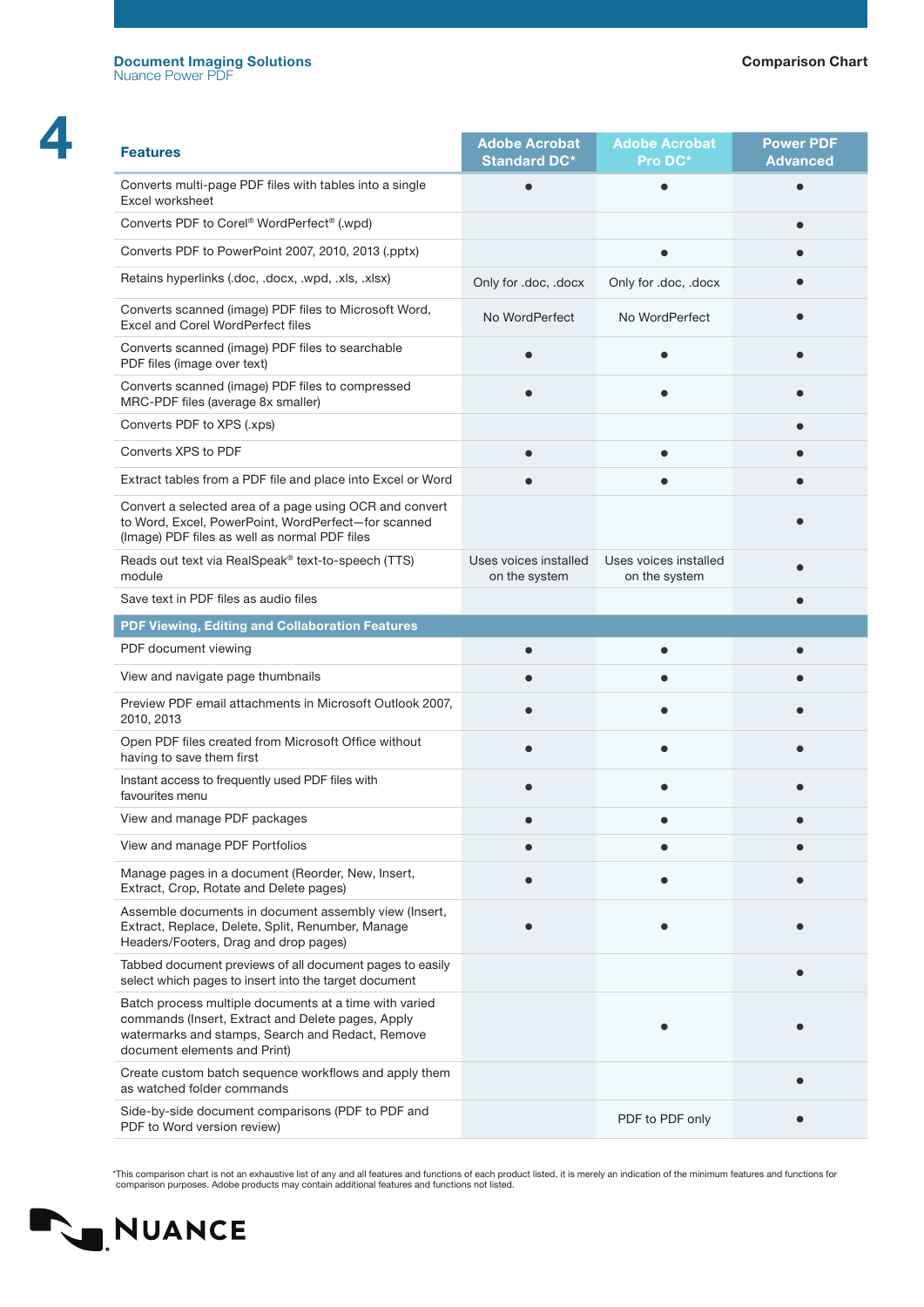Document Imaging Solutions
Nuance Power PDF

Comparison Chart

| Features | Adobe Acrobat Standard DC* | Adobe Acrobat Pro DC* | Power PDF Advanced |
|---|---|---|---|
| Converts multi-page PDF files with tables into a single Excel worksheet | ● | ● | ● |
| Converts PDF to Corel® WordPerfect® (.wpd) | | | ● |
| Converts PDF to PowerPoint 2007, 2010, 2013 (.pptx) | | ● | ● |
| Retains hyperlinks (.doc, .docx, .wpd, .xls, .xlsx) | Only for .doc, .docx | Only for .doc, .docx | ● |
| Converts scanned (image) PDF files to Microsoft Word, Excel and Corel WordPerfect files | No WordPerfect | No WordPerfect | ● |
| Converts scanned (image) PDF files to searchable PDF files (image over text) | ● | ● | ● |
| Converts scanned (image) PDF files to compressed MRC-PDF files (average 8x smaller) | ● | ● | ● |
| Converts PDF to XPS (.xps) | | | ● |
| Converts XPS to PDF | ● | ● | ● |
| Extract tables from a PDF file and place into Excel or Word | ● | ● | ● |
| Convert a selected area of a page using OCR and convert to Word, Excel, PowerPoint, WordPerfect—for scanned (Image) PDF files as well as normal PDF files | | | ● |
| Reads out text via RealSpeak® text-to-speech (TTS) module | Uses voices installed on the system | Uses voices installed on the system | ● |
| Save text in PDF files as audio files | | | ● |
| **PDF Viewing, Editing and Collaboration Features** | | | |
| PDF document viewing | ● | ● | ● |
| View and navigate page thumbnails | ● | ● | ● |
| Preview PDF email attachments in Microsoft Outlook 2007, 2010, 2013 | ● | ● | ● |
| Open PDF files created from Microsoft Office without having to save them first | ● | ● | ● |
| Instant access to frequently used PDF files with favourites menu | ● | ● | ● |
| View and manage PDF packages | ● | ● | ● |
| View and manage PDF Portfolios | ● | ● | ● |
| Manage pages in a document (Reorder, New, Insert, Extract, Crop, Rotate and Delete pages) | ● | ● | ● |
| Assemble documents in document assembly view (Insert, Extract, Replace, Delete, Split, Renumber, Manage Headers/Footers, Drag and drop pages) | ● | ● | ● |
| Tabbed document previews of all document pages to easily select which pages to insert into the target document | | | ● |
| Batch process multiple documents at a time with varied commands (Insert, Extract and Delete pages, Apply watermarks and stamps, Search and Redact, Remove document elements and Print) | | ● | ● |
| Create custom batch sequence workflows and apply them as watched folder commands | | | ● |
| Side-by-side document comparisons (PDF to PDF and PDF to Word version review) | | PDF to PDF only | ● |

*This comparison chart is not an exhaustive list of any and all features and functions of each product listed, it is merely an indication of the minimum features and functions for comparison purposes. Adobe products may contain additional features and functions not listed.

NUANCE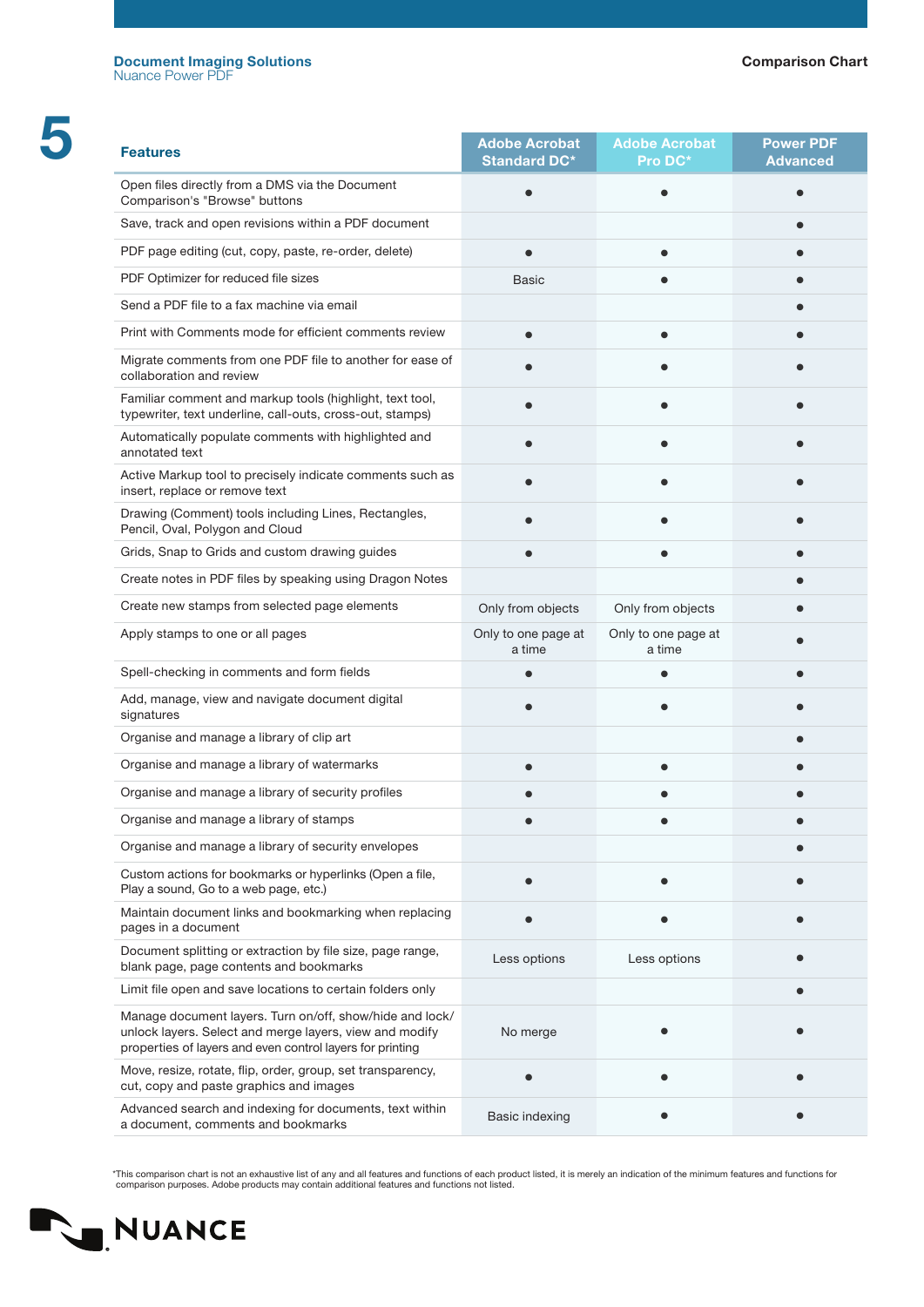Document Imaging Solutions
Nuance Power PDF

Comparison Chart

| Features | Adobe Acrobat Standard DC* | Adobe Acrobat Pro DC* | Power PDF Advanced |
|---|---|---|---|
| Open files directly from a DMS via the Document Comparison's "Browse" buttons | ● | ● | ● |
| Save, track and open revisions within a PDF document | | | ● |
| PDF page editing (cut, copy, paste, re-order, delete) | ● | ● | ● |
| PDF Optimizer for reduced file sizes | Basic | ● | ● |
| Send a PDF file to a fax machine via email | | | ● |
| Print with Comments mode for efficient comments review | ● | ● | ● |
| Migrate comments from one PDF file to another for ease of collaboration and review | ● | ● | ● |
| Familiar comment and markup tools (highlight, text tool, typewriter, text underline, call-outs, cross-out, stamps) | ● | ● | ● |
| Automatically populate comments with highlighted and annotated text | ● | ● | ● |
| Active Markup tool to precisely indicate comments such as insert, replace or remove text | ● | ● | ● |
| Drawing (Comment) tools including Lines, Rectangles, Pencil, Oval, Polygon and Cloud | ● | ● | ● |
| Grids, Snap to Grids and custom drawing guides | ● | ● | ● |
| Create notes in PDF files by speaking using Dragon Notes | | | ● |
| Create new stamps from selected page elements | Only from objects | Only from objects | ● |
| Apply stamps to one or all pages | Only to one page at a time | Only to one page at a time | ● |
| Spell-checking in comments and form fields | ● | ● | ● |
| Add, manage, view and navigate document digital signatures | ● | ● | ● |
| Organise and manage a library of clip art | | | ● |
| Organise and manage a library of watermarks | ● | ● | ● |
| Organise and manage a library of security profiles | ● | ● | ● |
| Organise and manage a library of stamps | ● | ● | ● |
| Organise and manage a library of security envelopes | | | ● |
| Custom actions for bookmarks or hyperlinks (Open a file, Play a sound, Go to a web page, etc.) | ● | ● | ● |
| Maintain document links and bookmarking when replacing pages in a document | ● | ● | ● |
| Document splitting or extraction by file size, page range, blank page, page contents and bookmarks | Less options | Less options | ● |
| Limit file open and save locations to certain folders only | | | ● |
| Manage document layers. Turn on/off, show/hide and lock/unlock layers. Select and merge layers, view and modify properties of layers and even control layers for printing | No merge | ● | ● |
| Move, resize, rotate, flip, order, group, set transparency, cut, copy and paste graphics and images | ● | ● | ● |
| Advanced search and indexing for documents, text within a document, comments and bookmarks | Basic indexing | ● | ● |

*This comparison chart is not an exhaustive list of any and all features and functions of each product listed, it is merely an indication of the minimum features and functions for comparison purposes. Adobe products may contain additional features and functions not listed.

NUANCE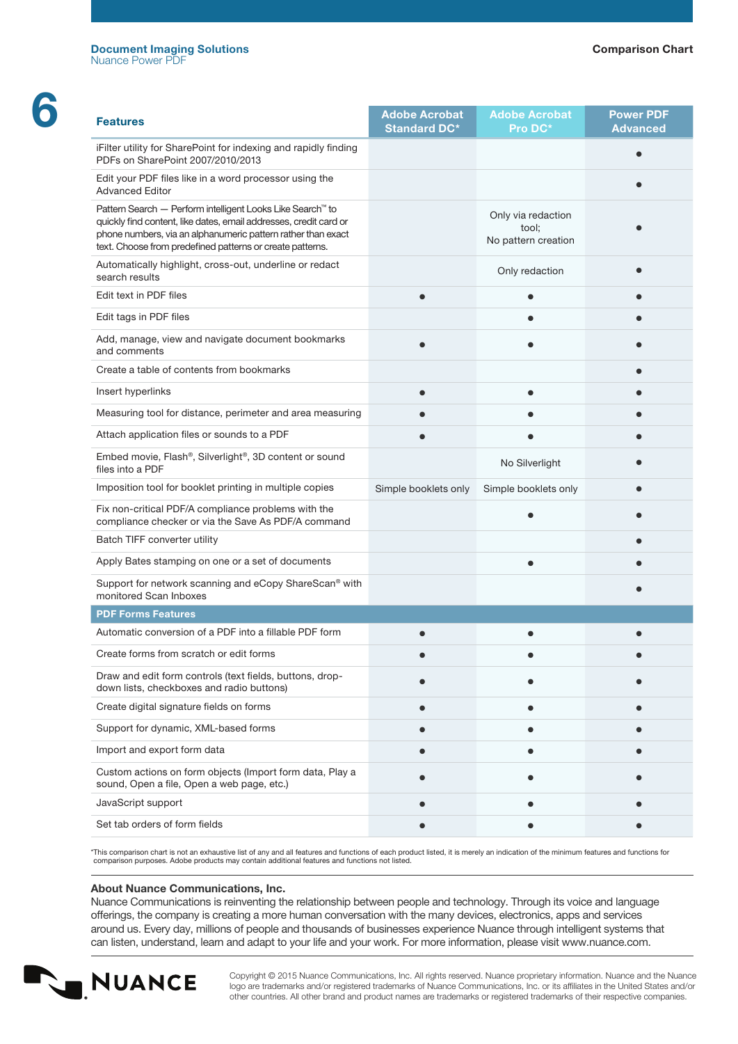## Document Imaging Solutions
Nuance Power PDF

**Comparison Chart**

| Features | Adobe Acrobat Standard DC* | Adobe Acrobat Pro DC* | Power PDF Advanced |
|---|---|---|---|
| iFilter utility for SharePoint for indexing and rapidly finding PDFs on SharePoint 2007/2010/2013 | | | ● |
| Edit your PDF files like in a word processor using the Advanced Editor | | | ● |
| Pattern Search — Perform intelligent Looks Like Search™ to quickly find content, like dates, email addresses, credit card or phone numbers, via an alphanumeric pattern rather than exact text. Choose from predefined patterns or create patterns. | | Only via redaction tool; No pattern creation | ● |
| Automatically highlight, cross-out, underline or redact search results | | Only redaction | ● |
| Edit text in PDF files | ● | ● | ● |
| Edit tags in PDF files | | ● | ● |
| Add, manage, view and navigate document bookmarks and comments | ● | ● | ● |
| Create a table of contents from bookmarks | | | ● |
| Insert hyperlinks | ● | ● | ● |
| Measuring tool for distance, perimeter and area measuring | ● | ● | ● |
| Attach application files or sounds to a PDF | ● | ● | ● |
| Embed movie, Flash®, Silverlight®, 3D content or sound files into a PDF | | No Silverlight | ● |
| Imposition tool for booklet printing in multiple copies | Simple booklets only | Simple booklets only | ● |
| Fix non-critical PDF/A compliance problems with the compliance checker or via the Save As PDF/A command | | ● | ● |
| Batch TIFF converter utility | | | ● |
| Apply Bates stamping on one or a set of documents | | ● | ● |
| Support for network scanning and eCopy ShareScan® with monitored Scan Inboxes | | | ● |
| **PDF Forms Features** | | | |
| Automatic conversion of a PDF into a fillable PDF form | ● | ● | ● |
| Create forms from scratch or edit forms | ● | ● | ● |
| Draw and edit form controls (text fields, buttons, drop-down lists, checkboxes and radio buttons) | ● | ● | ● |
| Create digital signature fields on forms | ● | ● | ● |
| Support for dynamic, XML-based forms | ● | ● | ● |
| Import and export form data | ● | ● | ● |
| Custom actions on form objects (Import form data, Play a sound, Open a file, Open a web page, etc.) | ● | ● | ● |
| JavaScript support | ● | ● | ● |
| Set tab orders of form fields | ● | ● | ● |

*This comparison chart is not an exhaustive list of any and all features and functions of each product listed, it is merely an indication of the minimum features and functions for comparison purposes. Adobe products may contain additional features and functions not listed.

**About Nuance Communications, Inc.**
Nuance Communications is reinventing the relationship between people and technology. Through its voice and language offerings, the company is creating a more human conversation with the many devices, electronics, apps and services around us. Every day, millions of people and thousands of businesses experience Nuance through intelligent systems that can listen, understand, learn and adapt to your life and your work. For more information, please visit www.nuance.com.

NUANCE

Copyright © 2015 Nuance Communications, Inc. All rights reserved. Nuance proprietary information. Nuance and the Nuance logo are trademarks and/or registered trademarks of Nuance Communications, Inc. or its affiliates in the United States and/or other countries. All other brand and product names are trademarks or registered trademarks of their respective companies.